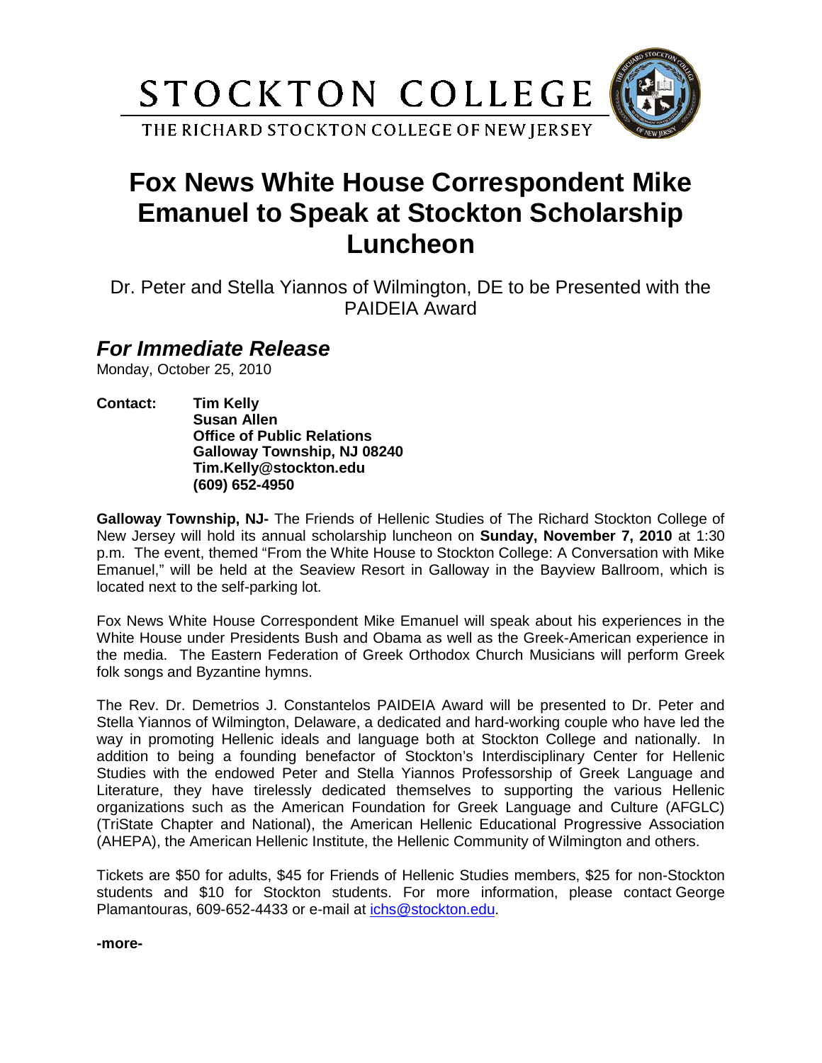STOCKTON COLLEGE

THE RICHARD STOCKTON COLLEGE OF NEW JERSEY

# Fox News White House Correspondent Mike Emanuel to Speak at Stockton Scholarship Luncheon

Dr. Peter and Stella Yiannos of Wilmington, DE to be Presented with the PAIDEIA Award

## *For Immediate Release*

Monday, October 25, 2010

**Contact:** **Tim Kelly**
**Susan Allen**
**Office of Public Relations**
**Galloway Township, NJ 08240**
**Tim.Kelly@stockton.edu**
**(609) 652-4950**

**Galloway Township, NJ-** The Friends of Hellenic Studies of The Richard Stockton College of New Jersey will hold its annual scholarship luncheon on **Sunday, November 7, 2010** at 1:30 p.m. The event, themed "From the White House to Stockton College: A Conversation with Mike Emanuel," will be held at the Seaview Resort in Galloway in the Bayview Ballroom, which is located next to the self-parking lot.

Fox News White House Correspondent Mike Emanuel will speak about his experiences in the White House under Presidents Bush and Obama as well as the Greek-American experience in the media. The Eastern Federation of Greek Orthodox Church Musicians will perform Greek folk songs and Byzantine hymns.

The Rev. Dr. Demetrios J. Constantelos PAIDEIA Award will be presented to Dr. Peter and Stella Yiannos of Wilmington, Delaware, a dedicated and hard-working couple who have led the way in promoting Hellenic ideals and language both at Stockton College and nationally. In addition to being a founding benefactor of Stockton's Interdisciplinary Center for Hellenic Studies with the endowed Peter and Stella Yiannos Professorship of Greek Language and Literature, they have tirelessly dedicated themselves to supporting the various Hellenic organizations such as the American Foundation for Greek Language and Culture (AFGLC) (TriState Chapter and National), the American Hellenic Educational Progressive Association (AHEPA), the American Hellenic Institute, the Hellenic Community of Wilmington and others.

Tickets are $50 for adults, $45 for Friends of Hellenic Studies members, $25 for non-Stockton students and $10 for Stockton students. For more information, please contact George Plamantouras, 609-652-4433 or e-mail at ichs@stockton.edu.

**-more-**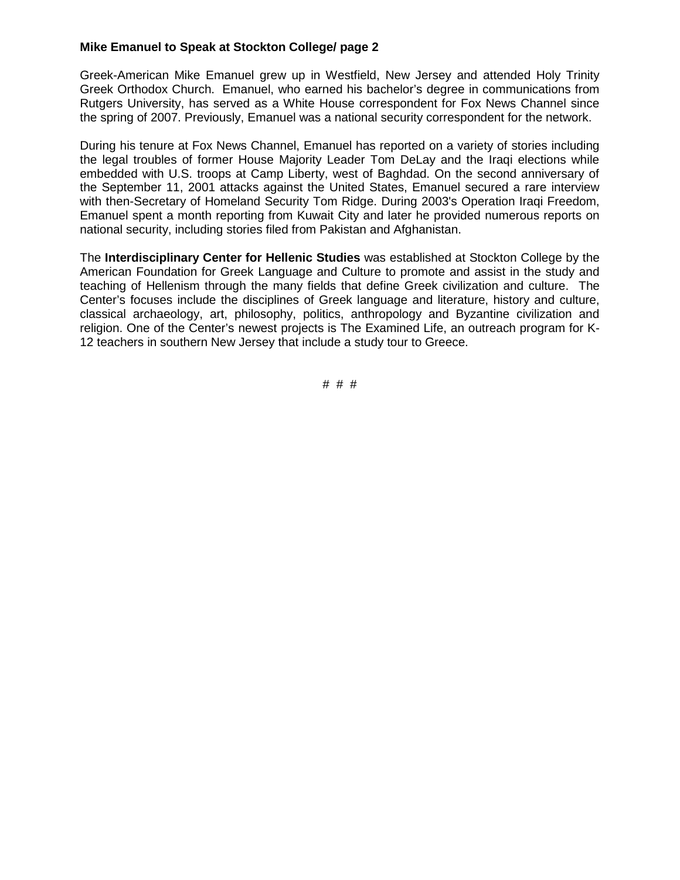Greek-American Mike Emanuel grew up in Westfield, New Jersey and attended Holy Trinity Greek Orthodox Church. Emanuel, who earned his bachelor's degree in communications from Rutgers University, has served as a White House correspondent for Fox News Channel since the spring of 2007. Previously, Emanuel was a national security correspondent for the network.

During his tenure at Fox News Channel, Emanuel has reported on a variety of stories including the legal troubles of former House Majority Leader Tom DeLay and the Iraqi elections while embedded with U.S. troops at Camp Liberty, west of Baghdad. On the second anniversary of the September 11, 2001 attacks against the United States, Emanuel secured a rare interview with then-Secretary of Homeland Security Tom Ridge. During 2003's Operation Iraqi Freedom, Emanuel spent a month reporting from Kuwait City and later he provided numerous reports on national security, including stories filed from Pakistan and Afghanistan.

The **Interdisciplinary Center for Hellenic Studies** was established at Stockton College by the American Foundation for Greek Language and Culture to promote and assist in the study and teaching of Hellenism through the many fields that define Greek civilization and culture. The Center's focuses include the disciplines of Greek language and literature, history and culture, classical archaeology, art, philosophy, politics, anthropology and Byzantine civilization and religion. One of the Center's newest projects is The Examined Life, an outreach program for K-12 teachers in southern New Jersey that include a study tour to Greece.

# # #